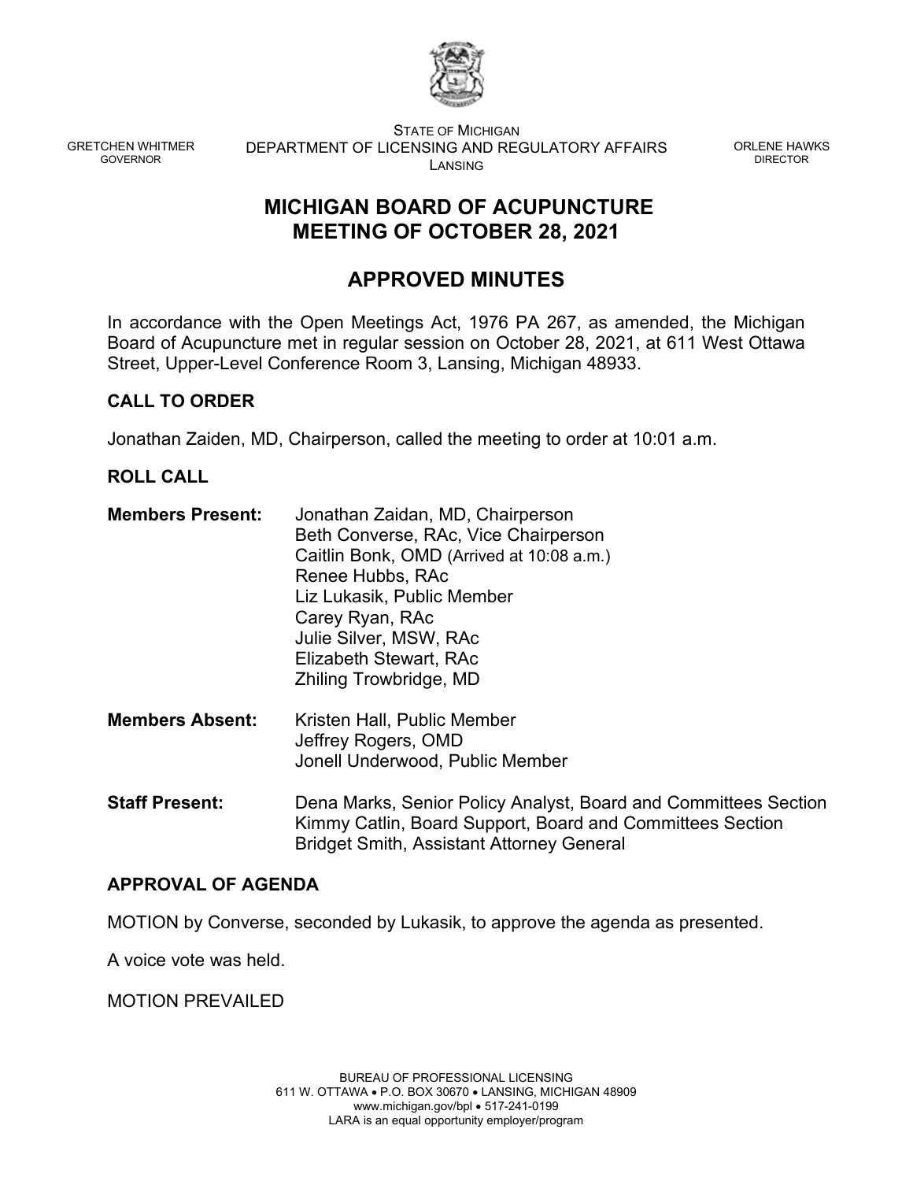GRETCHEN WHITMER
GOVERNOR

STATE OF MICHIGAN
DEPARTMENT OF LICENSING AND REGULATORY AFFAIRS
LANSING

ORLENE HAWKS
DIRECTOR

# MICHIGAN BOARD OF ACUPUNCTURE
# MEETING OF OCTOBER 28, 2021

## APPROVED MINUTES

In accordance with the Open Meetings Act, 1976 PA 267, as amended, the Michigan Board of Acupuncture met in regular session on October 28, 2021, at 611 West Ottawa Street, Upper-Level Conference Room 3, Lansing, Michigan 48933.

### CALL TO ORDER

Jonathan Zaiden, MD, Chairperson, called the meeting to order at 10:01 a.m.

### ROLL CALL

**Members Present:**
Jonathan Zaidan, MD, Chairperson
Beth Converse, RAc, Vice Chairperson
Caitlin Bonk, OMD (Arrived at 10:08 a.m.)
Renee Hubbs, RAc
Liz Lukasik, Public Member
Carey Ryan, RAc
Julie Silver, MSW, RAc
Elizabeth Stewart, RAc
Zhiling Trowbridge, MD

**Members Absent:**
Kristen Hall, Public Member
Jeffrey Rogers, OMD
Jonell Underwood, Public Member

**Staff Present:**
Dena Marks, Senior Policy Analyst, Board and Committees Section
Kimmy Catlin, Board Support, Board and Committees Section
Bridget Smith, Assistant Attorney General

### APPROVAL OF AGENDA

MOTION by Converse, seconded by Lukasik, to approve the agenda as presented.

A voice vote was held.

MOTION PREVAILED

BUREAU OF PROFESSIONAL LICENSING
611 W. OTTAWA • P.O. BOX 30670 • LANSING, MICHIGAN 48909
www.michigan.gov/bpl • 517-241-0199
LARA is an equal opportunity employer/program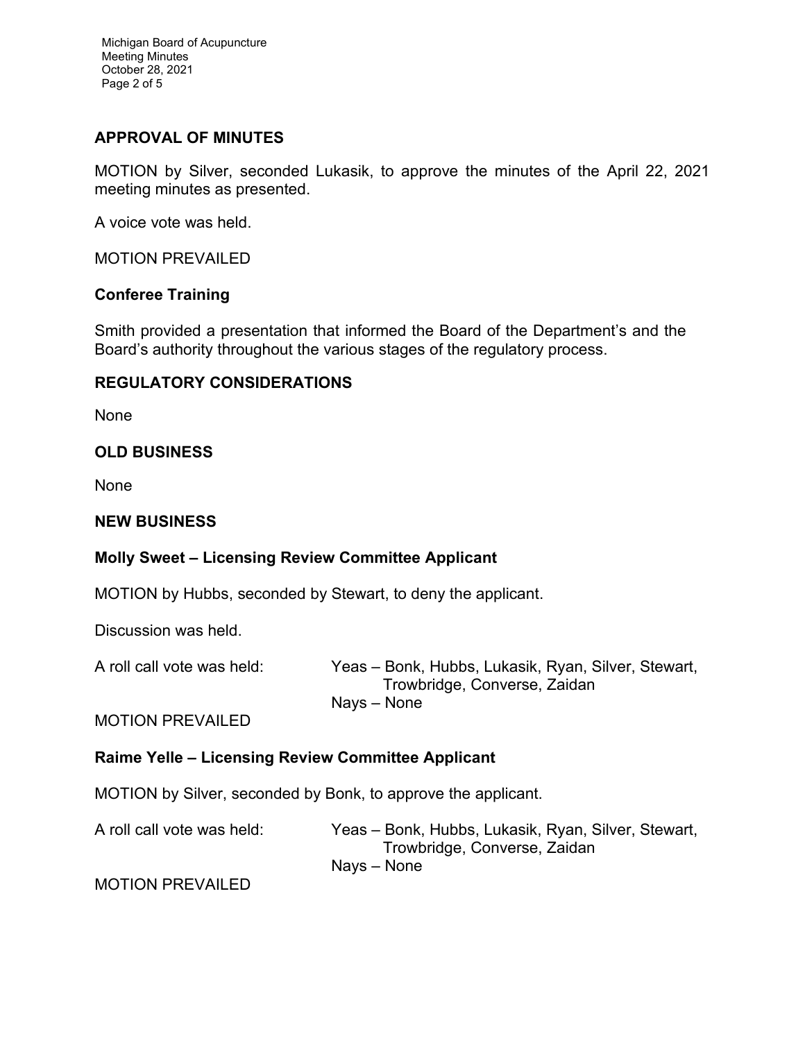## APPROVAL OF MINUTES

MOTION by Silver, seconded Lukasik, to approve the minutes of the April 22, 2021 meeting minutes as presented.

A voice vote was held.

MOTION PREVAILED

### Conferee Training

Smith provided a presentation that informed the Board of the Department's and the Board's authority throughout the various stages of the regulatory process.

## REGULATORY CONSIDERATIONS

None

## OLD BUSINESS

None

## NEW BUSINESS

### Molly Sweet – Licensing Review Committee Applicant

MOTION by Hubbs, seconded by Stewart, to deny the applicant.

Discussion was held.

A roll call vote was held: Yeas – Bonk, Hubbs, Lukasik, Ryan, Silver, Stewart, Trowbridge, Converse, Zaidan
Nays – None

MOTION PREVAILED

### Raime Yelle – Licensing Review Committee Applicant

MOTION by Silver, seconded by Bonk, to approve the applicant.

A roll call vote was held: Yeas – Bonk, Hubbs, Lukasik, Ryan, Silver, Stewart, Trowbridge, Converse, Zaidan
Nays – None

MOTION PREVAILED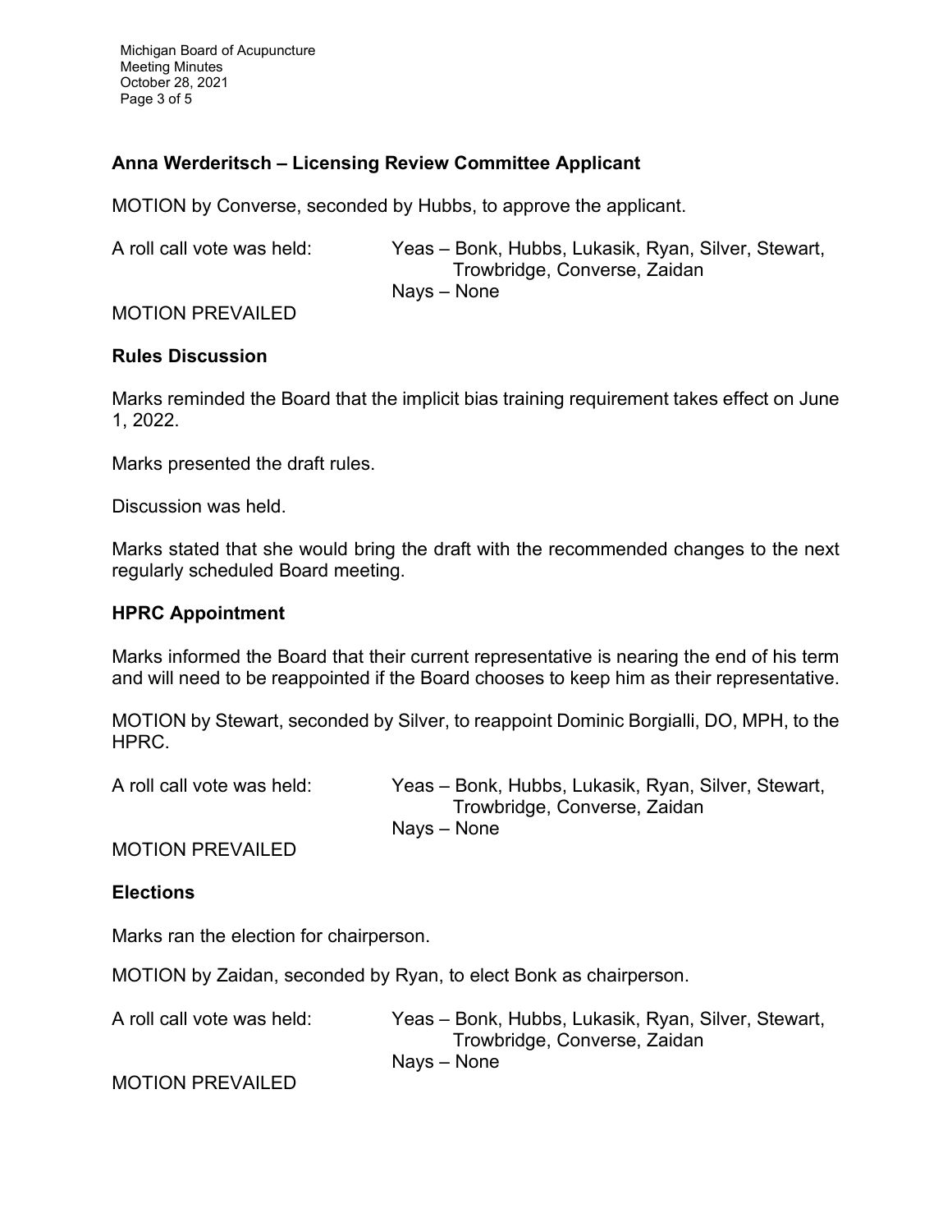**Anna Werderitsch – Licensing Review Committee Applicant**

MOTION by Converse, seconded by Hubbs, to approve the applicant.

A roll call vote was held: Yeas – Bonk, Hubbs, Lukasik, Ryan, Silver, Stewart, Trowbridge, Converse, Zaidan
Nays – None

MOTION PREVAILED

**Rules Discussion**

Marks reminded the Board that the implicit bias training requirement takes effect on June 1, 2022.

Marks presented the draft rules.

Discussion was held.

Marks stated that she would bring the draft with the recommended changes to the next regularly scheduled Board meeting.

**HPRC Appointment**

Marks informed the Board that their current representative is nearing the end of his term and will need to be reappointed if the Board chooses to keep him as their representative.

MOTION by Stewart, seconded by Silver, to reappoint Dominic Borgialli, DO, MPH, to the HPRC.

A roll call vote was held: Yeas – Bonk, Hubbs, Lukasik, Ryan, Silver, Stewart, Trowbridge, Converse, Zaidan
Nays – None

MOTION PREVAILED

**Elections**

Marks ran the election for chairperson.

MOTION by Zaidan, seconded by Ryan, to elect Bonk as chairperson.

A roll call vote was held: Yeas – Bonk, Hubbs, Lukasik, Ryan, Silver, Stewart, Trowbridge, Converse, Zaidan
Nays – None

MOTION PREVAILED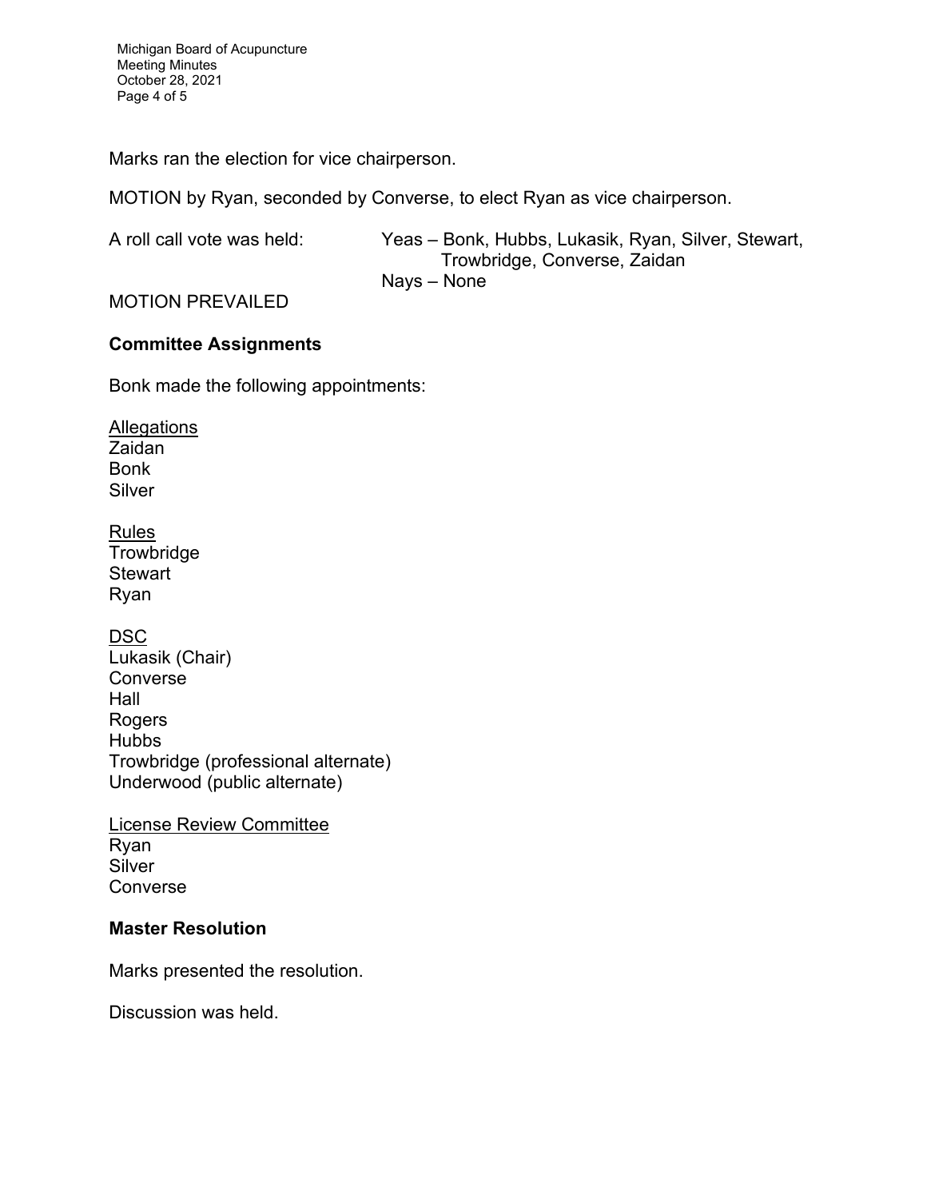Marks ran the election for vice chairperson.

MOTION by Ryan, seconded by Converse, to elect Ryan as vice chairperson.

A roll call vote was held: Yeas – Bonk, Hubbs, Lukasik, Ryan, Silver, Stewart, Trowbridge, Converse, Zaidan
Nays – None

MOTION PREVAILED

**Committee Assignments**

Bonk made the following appointments:

Allegations
Zaidan
Bonk
Silver

Rules
Trowbridge
Stewart
Ryan

DSC
Lukasik (Chair)
Converse
Hall
Rogers
Hubbs
Trowbridge (professional alternate)
Underwood (public alternate)

License Review Committee
Ryan
Silver
Converse

**Master Resolution**

Marks presented the resolution.

Discussion was held.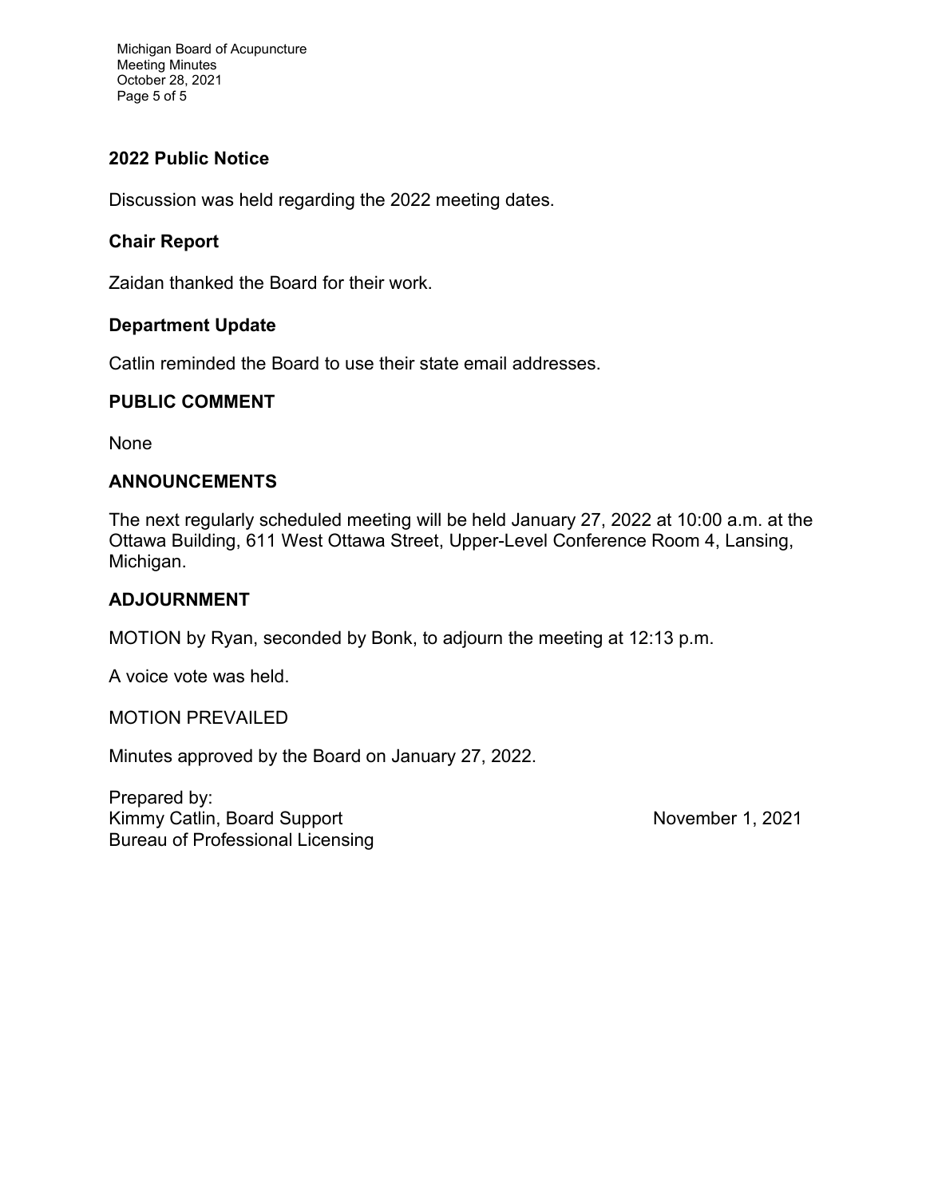### 2022 Public Notice

Discussion was held regarding the 2022 meeting dates.

### Chair Report

Zaidan thanked the Board for their work.

### Department Update

Catlin reminded the Board to use their state email addresses.

## PUBLIC COMMENT

None

## ANNOUNCEMENTS

The next regularly scheduled meeting will be held January 27, 2022 at 10:00 a.m. at the Ottawa Building, 611 West Ottawa Street, Upper-Level Conference Room 4, Lansing, Michigan.

## ADJOURNMENT

MOTION by Ryan, seconded by Bonk, to adjourn the meeting at 12:13 p.m.

A voice vote was held.

MOTION PREVAILED

Minutes approved by the Board on January 27, 2022.

Prepared by:
Kimmy Catlin, Board Support
Bureau of Professional Licensing

November 1, 2021